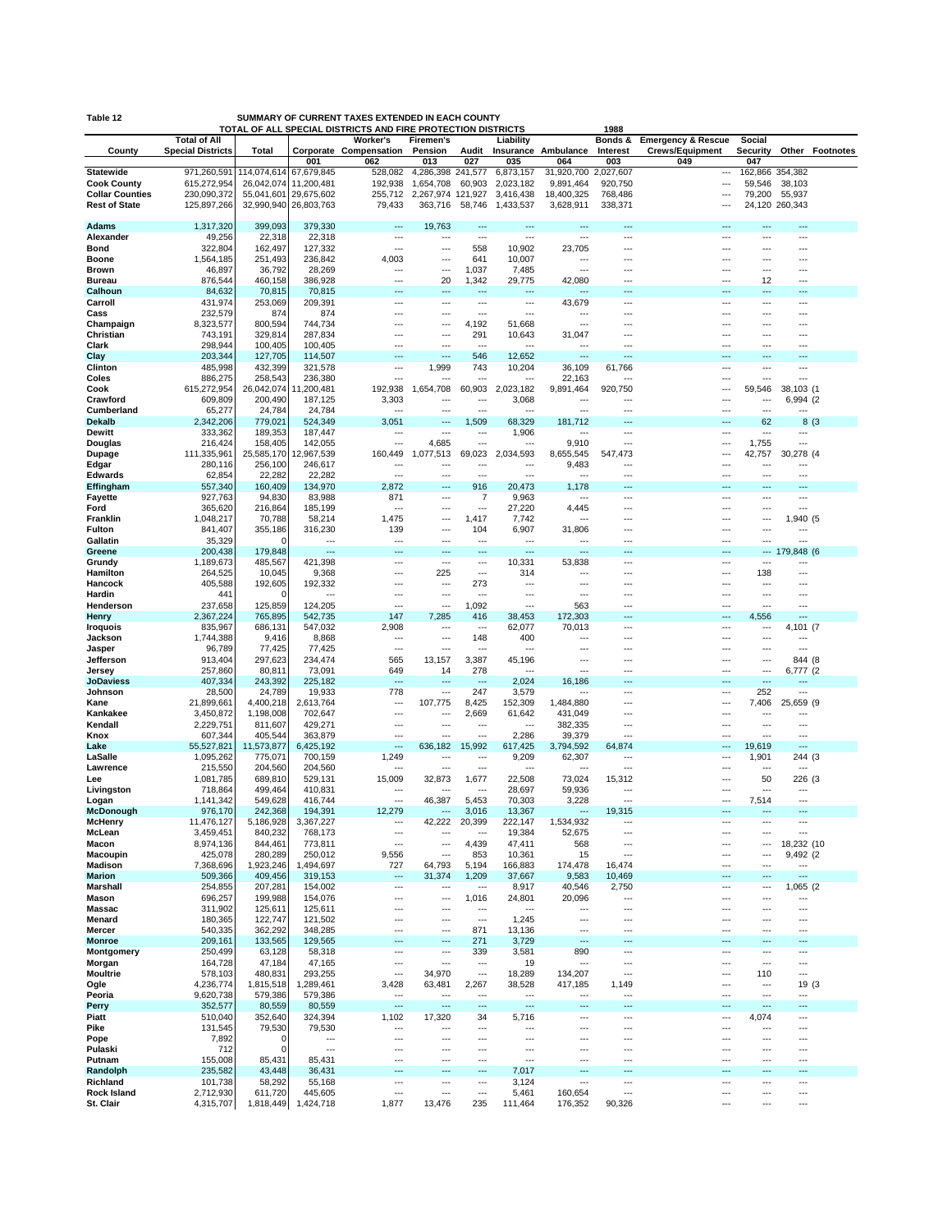**Table 12** SUMMARY OF CURRENT TAXES EXTENDED IN EACH COUNTY
TOTAL OF ALL SPECIAL DISTRICTS AND FIRE PROTECTION DISTRICTS **1988**

| County | Total of All Special Districts | Total | Corporate | Worker's Compensation | Firemen's Pension | Audit | Liability Insurance | Ambulance | Bonds & Interest | Emergency & Rescue Crews/Equipment | Social Security | Other | Footnotes |
|---|---|---|---|---|---|---|---|---|---|---|---|---|---|
| | | | 001 | 062 | 013 | 027 | 035 | 064 | 003 | 049 | 047 | | |
| **Statewide** | 971,260,591 | 114,074,614 | 67,679,845 | 528,082 | 4,286,398 | 241,577 | 6,873,157 | 31,920,700 | 2,027,607 | --- | 162,866 | 354,382 | |
| **Cook County** | 615,272,954 | 26,042,074 | 11,200,481 | 192,938 | 1,654,708 | 60,903 | 2,023,182 | 9,891,464 | 920,750 | --- | 59,546 | 38,103 | |
| **Collar Counties** | 230,090,372 | 55,041,601 | 29,675,602 | 255,712 | 2,267,974 | 121,927 | 3,416,438 | 18,400,325 | 768,486 | --- | 79,200 | 55,937 | |
| **Rest of State** | 125,897,266 | 32,990,940 | 26,803,763 | 79,433 | 363,716 | 58,746 | 1,433,537 | 3,628,911 | 338,371 | --- | 24,120 | 260,343 | |
| **Adams** | 1,317,320 | 399,093 | 379,330 | --- | 19,763 | --- | --- | --- | --- | --- | --- | --- | |
| **Alexander** | 49,256 | 22,318 | 22,318 | --- | --- | --- | --- | --- | --- | --- | --- | --- | |
| **Bond** | 322,804 | 162,497 | 127,332 | --- | --- | 558 | 10,902 | 23,705 | --- | --- | --- | --- | |
| **Boone** | 1,564,185 | 251,493 | 236,842 | 4,003 | --- | 641 | 10,007 | --- | --- | --- | --- | --- | |
| **Brown** | 46,897 | 36,792 | 28,269 | --- | --- | 1,037 | 7,485 | --- | --- | --- | --- | --- | |
| **Bureau** | 876,544 | 460,158 | 386,928 | --- | 20 | 1,342 | 29,775 | 42,080 | --- | --- | 12 | --- | |
| **Calhoun** | 84,632 | 70,815 | 70,815 | --- | --- | --- | --- | --- | --- | --- | --- | --- | |
| **Carroll** | 431,974 | 253,069 | 209,391 | --- | --- | --- | --- | 43,679 | --- | --- | --- | --- | |
| **Cass** | 232,579 | 874 | 874 | --- | --- | --- | --- | --- | --- | --- | --- | --- | |
| **Champaign** | 8,323,577 | 800,594 | 744,734 | --- | --- | 4,192 | 51,668 | --- | --- | --- | --- | --- | |
| **Christian** | 743,191 | 329,814 | 287,834 | --- | --- | 291 | 10,643 | 31,047 | --- | --- | --- | --- | |
| **Clark** | 298,944 | 100,405 | 100,405 | --- | --- | --- | --- | --- | --- | --- | --- | --- | |
| **Clay** | 203,344 | 127,705 | 114,507 | --- | --- | 546 | 12,652 | --- | --- | --- | --- | --- | |
| **Clinton** | 485,998 | 432,399 | 321,578 | --- | 1,999 | 743 | 10,204 | 36,109 | 61,766 | --- | --- | --- | |
| **Coles** | 886,275 | 258,543 | 236,380 | --- | --- | --- | --- | 22,163 | --- | --- | --- | --- | |
| **Cook** | 615,272,954 | 26,042,074 | 11,200,481 | 192,938 | 1,654,708 | 60,903 | 2,023,182 | 9,891,464 | 920,750 | --- | 59,546 | 38,103 | (1 |
| **Crawford** | 609,809 | 200,490 | 187,125 | 3,303 | --- | --- | 3,068 | --- | --- | --- | --- | 6,994 | (2 |
| **Cumberland** | 65,277 | 24,784 | 24,784 | --- | --- | --- | --- | --- | --- | --- | --- | --- | |
| **Dekalb** | 2,342,206 | 779,021 | 524,349 | 3,051 | --- | 1,509 | 68,329 | 181,712 | --- | --- | 62 | 8 | (3 |
| **Dewitt** | 333,362 | 189,353 | 187,447 | --- | --- | --- | 1,906 | --- | --- | --- | --- | --- | |
| **Douglas** | 216,424 | 158,405 | 142,055 | --- | 4,685 | --- | --- | 9,910 | --- | --- | 1,755 | --- | |
| **Dupage** | 111,335,961 | 25,585,170 | 12,967,539 | 160,449 | 1,077,513 | 69,023 | 2,034,593 | 8,655,545 | 547,473 | --- | 42,757 | 30,278 | (4 |
| **Edgar** | 280,116 | 256,100 | 246,617 | --- | --- | --- | --- | 9,483 | --- | --- | --- | --- | |
| **Edwards** | 62,854 | 22,282 | 22,282 | --- | --- | --- | --- | --- | --- | --- | --- | --- | |
| **Effingham** | 557,340 | 160,409 | 134,970 | 2,872 | --- | 916 | 20,473 | 1,178 | --- | --- | --- | --- | |
| **Fayette** | 927,763 | 94,830 | 83,988 | 871 | --- | 7 | 9,963 | --- | --- | --- | --- | --- | |
| **Ford** | 365,620 | 216,864 | 185,199 | --- | --- | --- | 27,220 | 4,445 | --- | --- | --- | --- | |
| **Franklin** | 1,048,217 | 70,788 | 58,214 | 1,475 | --- | 1,417 | 7,742 | --- | --- | --- | --- | 1,940 | (5 |
| **Fulton** | 841,407 | 355,186 | 316,230 | 139 | --- | 104 | 6,907 | 31,806 | --- | --- | --- | --- | |
| **Gallatin** | 35,329 | 0 | --- | --- | --- | --- | --- | --- | --- | --- | --- | --- | |
| **Greene** | 200,438 | 179,848 | --- | --- | --- | --- | --- | --- | --- | --- | --- | 179,848 | (6 |
| **Grundy** | 1,189,673 | 485,567 | 421,398 | --- | --- | --- | 10,331 | 53,838 | --- | --- | --- | --- | |
| **Hamilton** | 264,525 | 10,045 | 9,368 | --- | 225 | --- | 314 | --- | --- | --- | 138 | --- | |
| **Hancock** | 405,588 | 192,605 | 192,332 | --- | --- | 273 | --- | --- | --- | --- | --- | --- | |
| **Hardin** | 441 | 0 | --- | --- | --- | --- | --- | --- | --- | --- | --- | --- | |
| **Henderson** | 237,658 | 125,859 | 124,205 | --- | --- | 1,092 | --- | 563 | --- | --- | --- | --- | |
| **Henry** | 2,367,224 | 765,895 | 542,735 | 147 | 7,285 | 416 | 38,453 | 172,303 | --- | --- | 4,556 | --- | |
| **Iroquois** | 835,967 | 686,131 | 547,032 | 2,908 | --- | --- | 62,077 | 70,013 | --- | --- | --- | 4,101 | (7 |
| **Jackson** | 1,744,388 | 9,416 | 8,868 | --- | --- | 148 | 400 | --- | --- | --- | --- | --- | |
| **Jasper** | 96,789 | 77,425 | 77,425 | --- | --- | --- | --- | --- | --- | --- | --- | --- | |
| **Jefferson** | 913,404 | 297,623 | 234,474 | 565 | 13,157 | 3,387 | 45,196 | --- | --- | --- | --- | 844 | (8 |
| **Jersey** | 257,860 | 80,811 | 73,091 | 649 | 14 | 278 | --- | --- | --- | --- | --- | 6,777 | (2 |
| **JoDaviess** | 407,334 | 243,392 | 225,182 | --- | --- | --- | 2,024 | 16,186 | --- | --- | --- | --- | |
| **Johnson** | 28,500 | 24,789 | 19,933 | 778 | --- | 247 | 3,579 | --- | --- | --- | 252 | --- | |
| **Kane** | 21,899,661 | 4,400,218 | 2,613,764 | --- | 107,775 | 8,425 | 152,309 | 1,484,880 | --- | --- | 7,406 | 25,659 | (9 |
| **Kankakee** | 3,450,872 | 1,198,008 | 702,647 | --- | --- | 2,669 | 61,642 | 431,049 | --- | --- | --- | --- | |
| **Kendall** | 2,229,751 | 811,607 | 429,271 | --- | --- | --- | --- | 382,335 | --- | --- | --- | --- | |
| **Knox** | 607,344 | 405,544 | 363,879 | --- | --- | --- | 2,286 | 39,379 | --- | --- | --- | --- | |
| **Lake** | 55,527,821 | 11,573,877 | 6,425,192 | --- | 636,182 | 15,992 | 617,425 | 3,794,592 | 64,874 | --- | 19,619 | --- | |
| **LaSalle** | 1,095,262 | 775,071 | 700,159 | 1,249 | --- | --- | 9,209 | 62,307 | --- | --- | 1,901 | 244 | (3 |
| **Lawrence** | 215,550 | 204,560 | 204,560 | --- | --- | --- | --- | --- | --- | --- | --- | --- | |
| **Lee** | 1,081,785 | 689,810 | 529,131 | 15,009 | 32,873 | 1,677 | 22,508 | 73,024 | 15,312 | --- | 50 | 226 | (3 |
| **Livingston** | 718,864 | 499,464 | 410,831 | --- | --- | --- | 28,697 | 59,936 | --- | --- | --- | --- | |
| **Logan** | 1,141,342 | 549,628 | 416,744 | --- | 46,387 | 5,453 | 70,303 | 3,228 | --- | --- | 7,514 | --- | |
| **McDonough** | 976,170 | 242,368 | 194,391 | 12,279 | --- | 3,016 | 13,367 | --- | 19,315 | --- | --- | --- | |
| **McHenry** | 11,476,127 | 5,186,928 | 3,367,227 | --- | 42,222 | 20,399 | 222,147 | 1,534,932 | --- | --- | --- | --- | |
| **McLean** | 3,459,451 | 840,232 | 768,173 | --- | --- | --- | 19,384 | 52,675 | --- | --- | --- | --- | |
| **Macon** | 8,974,136 | 844,461 | 773,811 | --- | --- | 4,439 | 47,411 | 568 | --- | --- | --- | 18,232 | (10 |
| **Macoupin** | 425,078 | 280,289 | 250,012 | 9,556 | --- | 853 | 10,361 | 15 | --- | --- | --- | 9,492 | (2 |
| **Madison** | 7,368,696 | 1,923,246 | 1,494,697 | 727 | 64,793 | 5,194 | 166,883 | 174,478 | 16,474 | --- | --- | --- | |
| **Marion** | 509,366 | 409,456 | 319,153 | --- | 31,374 | 1,209 | 37,667 | 9,583 | 10,469 | --- | --- | --- | |
| **Marshall** | 254,855 | 207,281 | 154,002 | --- | --- | --- | 8,917 | 40,546 | 2,750 | --- | --- | 1,065 | (2 |
| **Mason** | 696,257 | 199,988 | 154,076 | --- | --- | 1,016 | 24,801 | 20,096 | --- | --- | --- | --- | |
| **Massac** | 311,902 | 125,611 | 125,611 | --- | --- | --- | --- | --- | --- | --- | --- | --- | |
| **Menard** | 180,365 | 122,747 | 121,502 | --- | --- | --- | 1,245 | --- | --- | --- | --- | --- | |
| **Mercer** | 540,335 | 362,292 | 348,285 | --- | --- | 871 | 13,136 | --- | --- | --- | --- | --- | |
| **Monroe** | 209,161 | 133,565 | 129,565 | --- | --- | 271 | 3,729 | --- | --- | --- | --- | --- | |
| **Montgomery** | 250,499 | 63,128 | 58,318 | --- | --- | 339 | 3,581 | 890 | --- | --- | --- | --- | |
| **Morgan** | 164,728 | 47,184 | 47,165 | --- | --- | --- | 19 | --- | --- | --- | --- | --- | |
| **Moultrie** | 578,103 | 480,831 | 293,255 | --- | 34,970 | --- | 18,289 | 134,207 | --- | --- | 110 | --- | |
| **Ogle** | 4,236,774 | 1,815,518 | 1,289,461 | 3,428 | 63,481 | 2,267 | 38,528 | 417,185 | 1,149 | --- | --- | 19 | (3 |
| **Peoria** | 9,620,738 | 579,386 | 579,386 | --- | --- | --- | --- | --- | --- | --- | --- | --- | |
| **Perry** | 352,577 | 80,559 | 80,559 | --- | --- | --- | --- | --- | --- | --- | --- | --- | |
| **Piatt** | 510,040 | 352,640 | 324,394 | 1,102 | 17,320 | 34 | 5,716 | --- | --- | --- | 4,074 | --- | |
| **Pike** | 131,545 | 79,530 | 79,530 | --- | --- | --- | --- | --- | --- | --- | --- | --- | |
| **Pope** | 7,892 | 0 | --- | --- | --- | --- | --- | --- | --- | --- | --- | --- | |
| **Pulaski** | 712 | 0 | --- | --- | --- | --- | --- | --- | --- | --- | --- | --- | |
| **Putnam** | 155,008 | 85,431 | 85,431 | --- | --- | --- | --- | --- | --- | --- | --- | --- | |
| **Randolph** | 235,582 | 43,448 | 36,431 | --- | --- | --- | 7,017 | --- | --- | --- | --- | --- | |
| **Richland** | 101,738 | 58,292 | 55,168 | --- | --- | --- | 3,124 | --- | --- | --- | --- | --- | |
| **Rock Island** | 2,712,930 | 611,720 | 445,605 | --- | --- | --- | 5,461 | 160,654 | --- | --- | --- | --- | |
| **St. Clair** | 4,315,707 | 1,818,449 | 1,424,718 | 1,877 | 13,476 | 235 | 111,464 | 176,352 | 90,326 | --- | --- | --- | |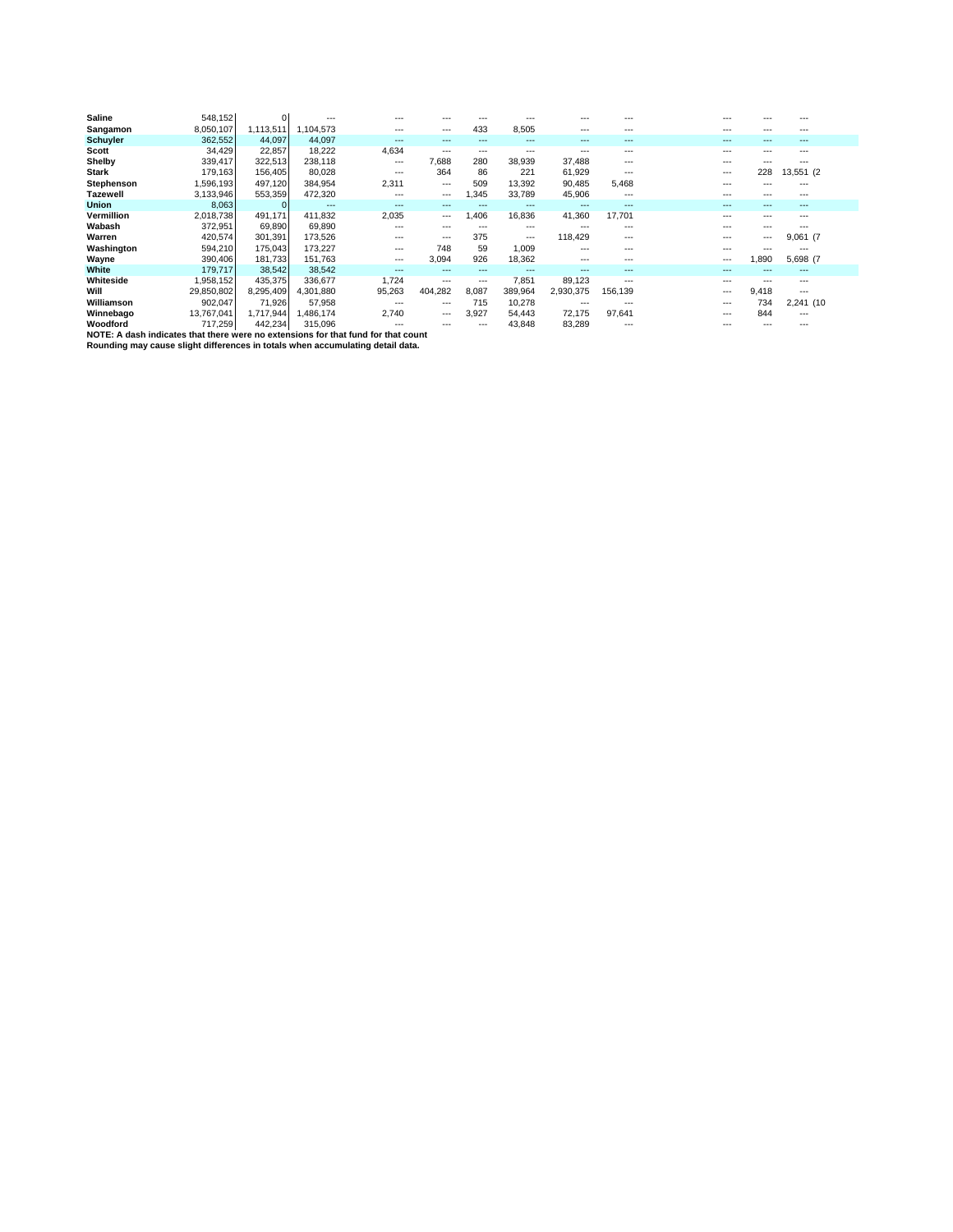| | | | | | | | | | | | | | |
|---|---|---|---|---|---|---|---|---|---|---|---|---|---|
| **Saline** | 548,152 | 0 | --- | --- | --- | --- | --- | --- | --- | | --- | --- | --- |
| **Sangamon** | 8,050,107 | 1,113,511 | 1,104,573 | --- | --- | 433 | 8,505 | --- | --- | | --- | --- | --- |
| **Schuyler** | 362,552 | 44,097 | 44,097 | --- | --- | --- | --- | --- | --- | | --- | --- | --- |
| **Scott** | 34,429 | 22,857 | 18,222 | 4,634 | --- | --- | --- | --- | --- | | --- | --- | --- |
| **Shelby** | 339,417 | 322,513 | 238,118 | --- | 7,688 | 280 | 38,939 | 37,488 | --- | | --- | --- | --- |
| **Stark** | 179,163 | 156,405 | 80,028 | --- | 364 | 86 | 221 | 61,929 | --- | | --- | 228 | 13,551 (2 |
| **Stephenson** | 1,596,193 | 497,120 | 384,954 | 2,311 | --- | 509 | 13,392 | 90,485 | 5,468 | | --- | --- | --- |
| **Tazewell** | 3,133,946 | 553,359 | 472,320 | --- | --- | 1,345 | 33,789 | 45,906 | --- | | --- | --- | --- |
| **Union** | 8,063 | 0 | --- | --- | --- | --- | --- | --- | --- | | --- | --- | --- |
| **Vermillion** | 2,018,738 | 491,171 | 411,832 | 2,035 | --- | 1,406 | 16,836 | 41,360 | 17,701 | | --- | --- | --- |
| **Wabash** | 372,951 | 69,890 | 69,890 | --- | --- | --- | --- | --- | --- | | --- | --- | --- |
| **Warren** | 420,574 | 301,391 | 173,526 | --- | --- | 375 | --- | 118,429 | --- | | --- | --- | 9,061 (7 |
| **Washington** | 594,210 | 175,043 | 173,227 | --- | 748 | 59 | 1,009 | --- | --- | | --- | --- | --- |
| **Wayne** | 390,406 | 181,733 | 151,763 | --- | 3,094 | 926 | 18,362 | --- | --- | | --- | 1,890 | 5,698 (7 |
| **White** | 179,717 | 38,542 | 38,542 | --- | --- | --- | --- | --- | --- | | --- | --- | --- |
| **Whiteside** | 1,958,152 | 435,375 | 336,677 | 1,724 | --- | --- | 7,851 | 89,123 | --- | | --- | --- | --- |
| **Will** | 29,850,802 | 8,295,409 | 4,301,880 | 95,263 | 404,282 | 8,087 | 389,964 | 2,930,375 | 156,139 | | --- | 9,418 | --- |
| **Williamson** | 902,047 | 71,926 | 57,958 | --- | --- | 715 | 10,278 | --- | --- | | --- | 734 | 2,241 (10 |
| **Winnebago** | 13,767,041 | 1,717,944 | 1,486,174 | 2,740 | --- | 3,927 | 54,443 | 72,175 | 97,641 | | --- | 844 | --- |
| **Woodford** | 717,259 | 442,234 | 315,096 | --- | --- | --- | 43,848 | 83,289 | --- | | --- | --- | --- |

**NOTE: A dash indicates that there were no extensions for that fund for that count**

**Rounding may cause slight differences in totals when accumulating detail data.**